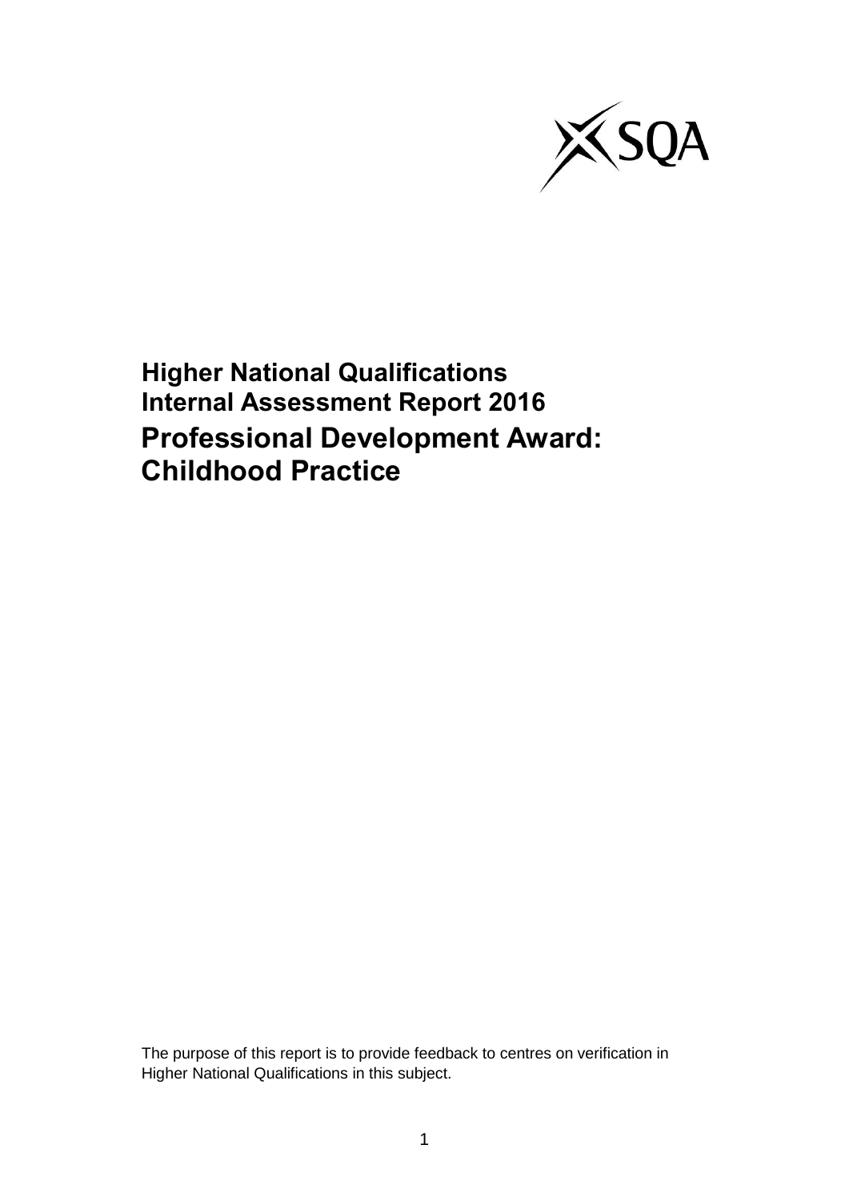# Higher National Qualifications
# Internal Assessment Report 2016
# Professional Development Award: Childhood Practice

The purpose of this report is to provide feedback to centres on verification in Higher National Qualifications in this subject.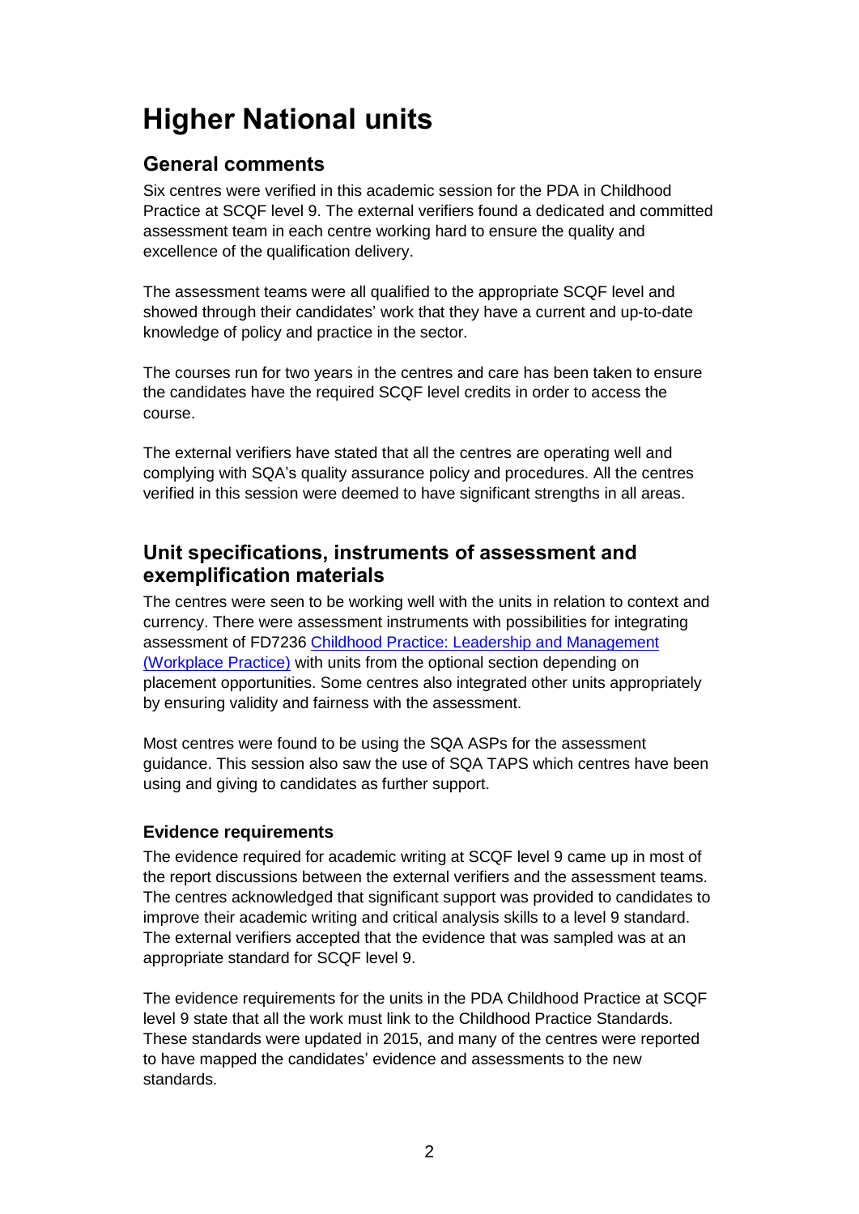# Higher National units

## General comments

Six centres were verified in this academic session for the PDA in Childhood Practice at SCQF level 9. The external verifiers found a dedicated and committed assessment team in each centre working hard to ensure the quality and excellence of the qualification delivery.

The assessment teams were all qualified to the appropriate SCQF level and showed through their candidates' work that they have a current and up-to-date knowledge of policy and practice in the sector.

The courses run for two years in the centres and care has been taken to ensure the candidates have the required SCQF level credits in order to access the course.

The external verifiers have stated that all the centres are operating well and complying with SQA's quality assurance policy and procedures. All the centres verified in this session were deemed to have significant strengths in all areas.

## Unit specifications, instruments of assessment and exemplification materials

The centres were seen to be working well with the units in relation to context and currency. There were assessment instruments with possibilities for integrating assessment of FD7236 Childhood Practice: Leadership and Management (Workplace Practice) with units from the optional section depending on placement opportunities. Some centres also integrated other units appropriately by ensuring validity and fairness with the assessment.

Most centres were found to be using the SQA ASPs for the assessment guidance. This session also saw the use of SQA TAPS which centres have been using and giving to candidates as further support.

### Evidence requirements

The evidence required for academic writing at SCQF level 9 came up in most of the report discussions between the external verifiers and the assessment teams. The centres acknowledged that significant support was provided to candidates to improve their academic writing and critical analysis skills to a level 9 standard. The external verifiers accepted that the evidence that was sampled was at an appropriate standard for SCQF level 9.

The evidence requirements for the units in the PDA Childhood Practice at SCQF level 9 state that all the work must link to the Childhood Practice Standards. These standards were updated in 2015, and many of the centres were reported to have mapped the candidates' evidence and assessments to the new standards.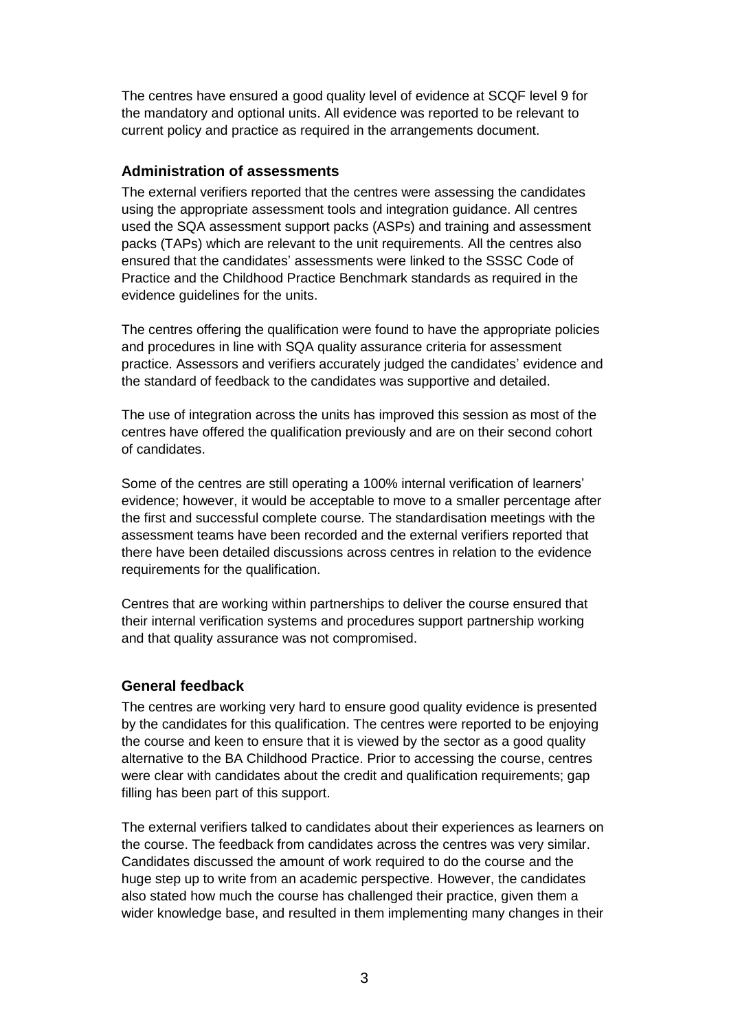The centres have ensured a good quality level of evidence at SCQF level 9 for the mandatory and optional units. All evidence was reported to be relevant to current policy and practice as required in the arrangements document.

### Administration of assessments

The external verifiers reported that the centres were assessing the candidates using the appropriate assessment tools and integration guidance. All centres used the SQA assessment support packs (ASPs) and training and assessment packs (TAPs) which are relevant to the unit requirements. All the centres also ensured that the candidates' assessments were linked to the SSSC Code of Practice and the Childhood Practice Benchmark standards as required in the evidence guidelines for the units.

The centres offering the qualification were found to have the appropriate policies and procedures in line with SQA quality assurance criteria for assessment practice. Assessors and verifiers accurately judged the candidates' evidence and the standard of feedback to the candidates was supportive and detailed.

The use of integration across the units has improved this session as most of the centres have offered the qualification previously and are on their second cohort of candidates.

Some of the centres are still operating a 100% internal verification of learners' evidence; however, it would be acceptable to move to a smaller percentage after the first and successful complete course. The standardisation meetings with the assessment teams have been recorded and the external verifiers reported that there have been detailed discussions across centres in relation to the evidence requirements for the qualification.

Centres that are working within partnerships to deliver the course ensured that their internal verification systems and procedures support partnership working and that quality assurance was not compromised.

### General feedback

The centres are working very hard to ensure good quality evidence is presented by the candidates for this qualification. The centres were reported to be enjoying the course and keen to ensure that it is viewed by the sector as a good quality alternative to the BA Childhood Practice. Prior to accessing the course, centres were clear with candidates about the credit and qualification requirements; gap filling has been part of this support.

The external verifiers talked to candidates about their experiences as learners on the course. The feedback from candidates across the centres was very similar. Candidates discussed the amount of work required to do the course and the huge step up to write from an academic perspective. However, the candidates also stated how much the course has challenged their practice, given them a wider knowledge base, and resulted in them implementing many changes in their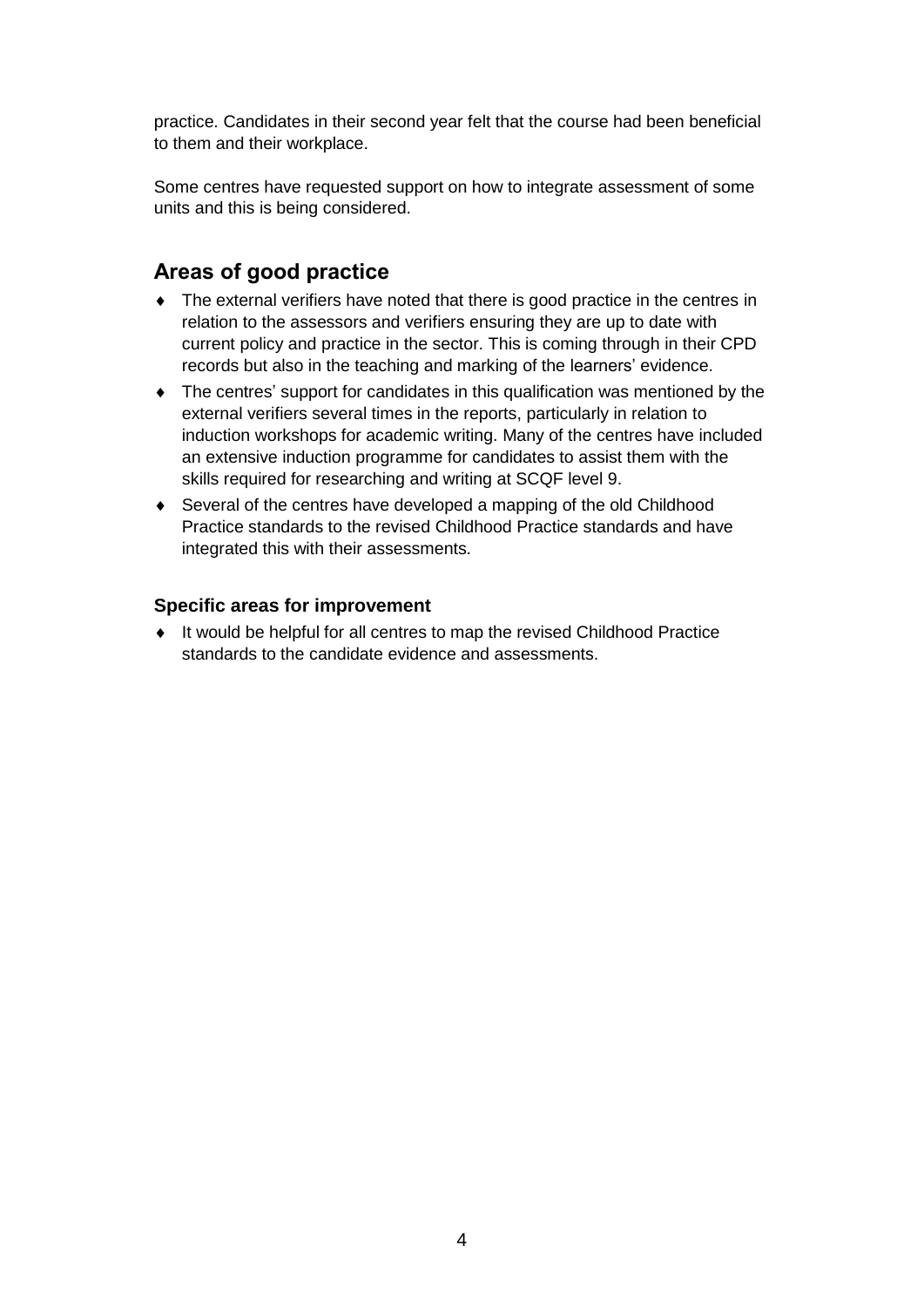practice. Candidates in their second year felt that the course had been beneficial to them and their workplace.

Some centres have requested support on how to integrate assessment of some units and this is being considered.

## Areas of good practice

- The external verifiers have noted that there is good practice in the centres in relation to the assessors and verifiers ensuring they are up to date with current policy and practice in the sector. This is coming through in their CPD records but also in the teaching and marking of the learners' evidence.
- The centres' support for candidates in this qualification was mentioned by the external verifiers several times in the reports, particularly in relation to induction workshops for academic writing. Many of the centres have included an extensive induction programme for candidates to assist them with the skills required for researching and writing at SCQF level 9.
- Several of the centres have developed a mapping of the old Childhood Practice standards to the revised Childhood Practice standards and have integrated this with their assessments.

### Specific areas for improvement

- It would be helpful for all centres to map the revised Childhood Practice standards to the candidate evidence and assessments.